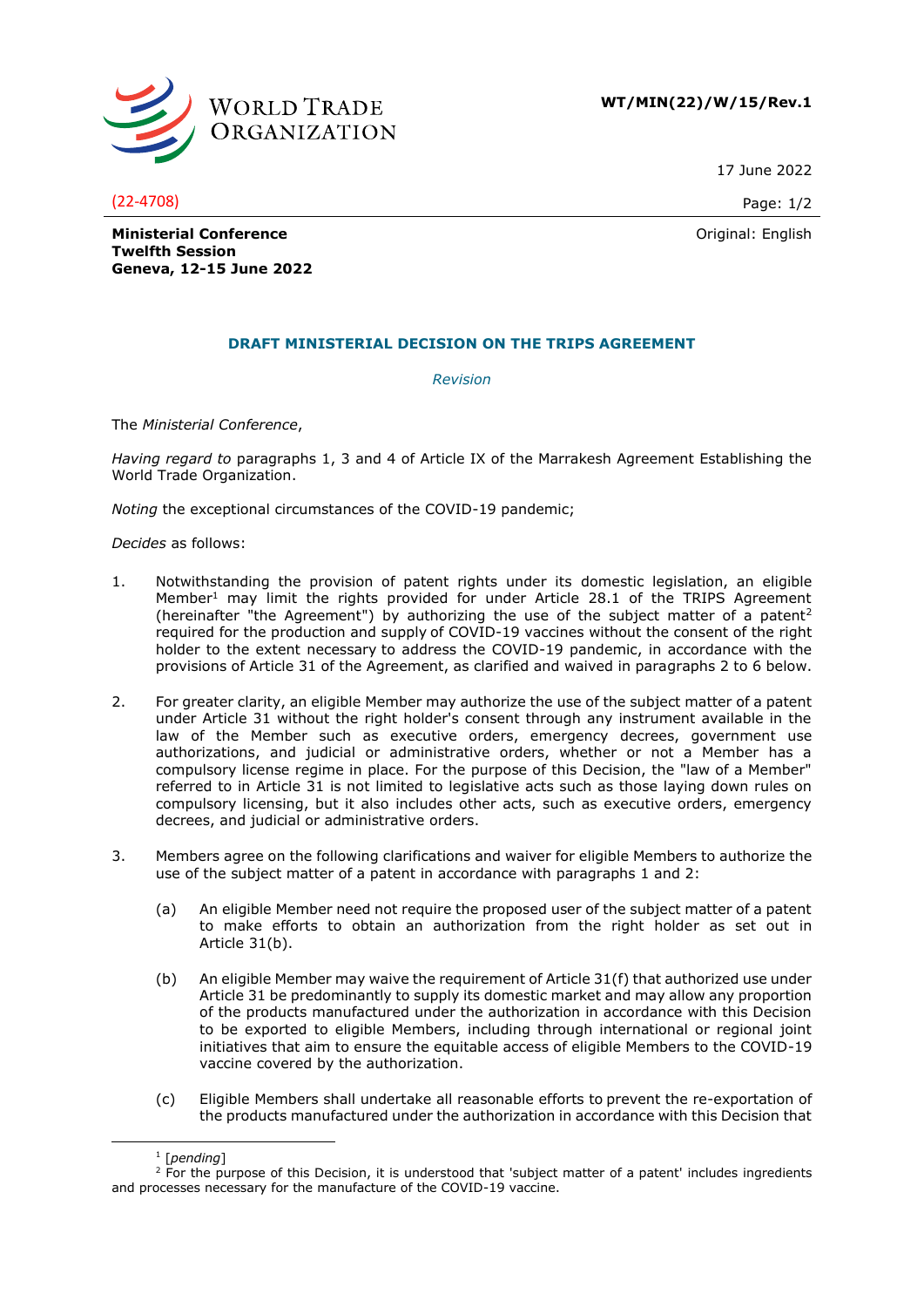**WT/MIN(22)/W/15/Rev.1**

17 June 2022

(22-4708)

Original: English

**Ministerial Conference**
**Twelfth Session**
**Geneva, 12-15 June 2022**

## DRAFT MINISTERIAL DECISION ON THE TRIPS AGREEMENT

*Revision*

The *Ministerial Conference*,

*Having regard to* paragraphs 1, 3 and 4 of Article IX of the Marrakesh Agreement Establishing the World Trade Organization.

*Noting* the exceptional circumstances of the COVID-19 pandemic;

*Decides* as follows:

1. Notwithstanding the provision of patent rights under its domestic legislation, an eligible Member[1] may limit the rights provided for under Article 28.1 of the TRIPS Agreement (hereinafter "the Agreement") by authorizing the use of the subject matter of a patent[2] required for the production and supply of COVID-19 vaccines without the consent of the right holder to the extent necessary to address the COVID-19 pandemic, in accordance with the provisions of Article 31 of the Agreement, as clarified and waived in paragraphs 2 to 6 below.

2. For greater clarity, an eligible Member may authorize the use of the subject matter of a patent under Article 31 without the right holder's consent through any instrument available in the law of the Member such as executive orders, emergency decrees, government use authorizations, and judicial or administrative orders, whether or not a Member has a compulsory license regime in place. For the purpose of this Decision, the "law of a Member" referred to in Article 31 is not limited to legislative acts such as those laying down rules on compulsory licensing, but it also includes other acts, such as executive orders, emergency decrees, and judicial or administrative orders.

3. Members agree on the following clarifications and waiver for eligible Members to authorize the use of the subject matter of a patent in accordance with paragraphs 1 and 2:

   (a) An eligible Member need not require the proposed user of the subject matter of a patent to make efforts to obtain an authorization from the right holder as set out in Article 31(b).

   (b) An eligible Member may waive the requirement of Article 31(f) that authorized use under Article 31 be predominantly to supply its domestic market and may allow any proportion of the products manufactured under the authorization in accordance with this Decision to be exported to eligible Members, including through international or regional joint initiatives that aim to ensure the equitable access of eligible Members to the COVID-19 vaccine covered by the authorization.

   (c) Eligible Members shall undertake all reasonable efforts to prevent the re-exportation of the products manufactured under the authorization in accordance with this Decision that

---

[1] [*pending*]

[2] For the purpose of this Decision, it is understood that 'subject matter of a patent' includes ingredients and processes necessary for the manufacture of the COVID-19 vaccine.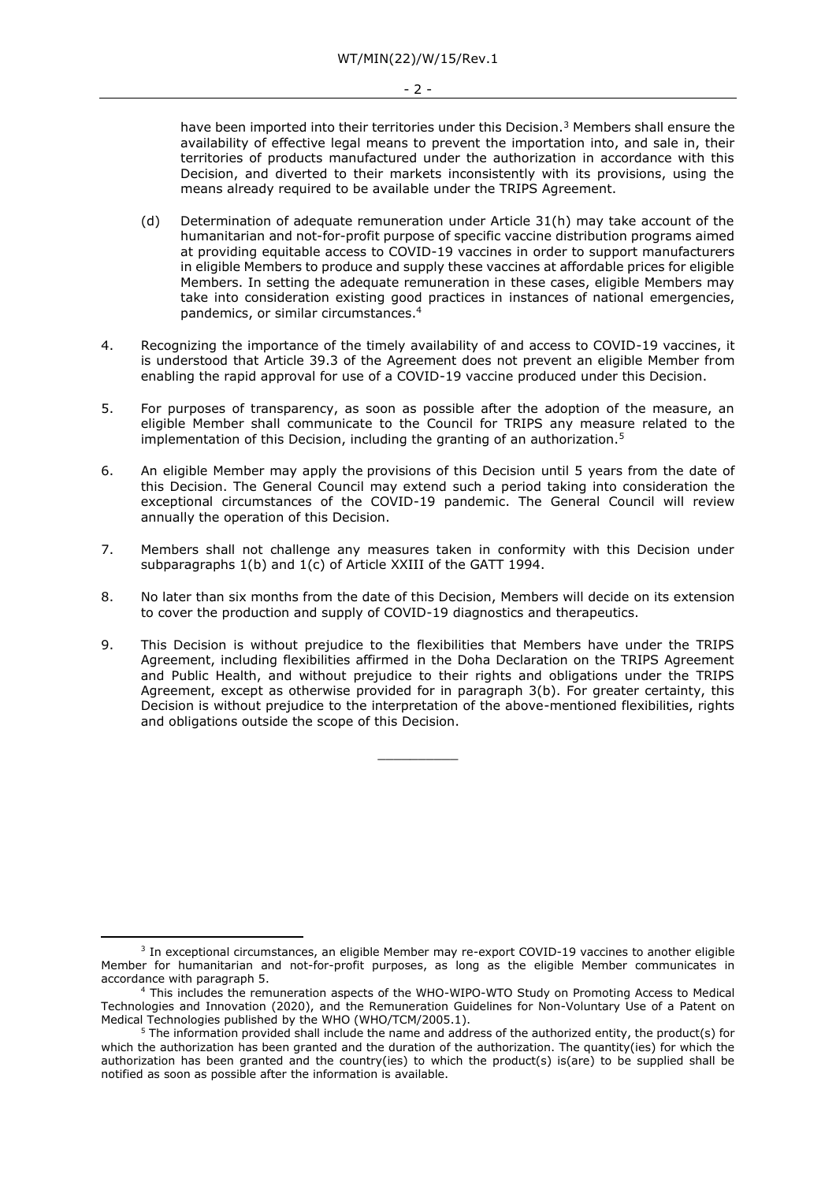have been imported into their territories under this Decision.[3] Members shall ensure the availability of effective legal means to prevent the importation into, and sale in, their territories of products manufactured under the authorization in accordance with this Decision, and diverted to their markets inconsistently with its provisions, using the means already required to be available under the TRIPS Agreement.

(d) Determination of adequate remuneration under Article 31(h) may take account of the humanitarian and not-for-profit purpose of specific vaccine distribution programs aimed at providing equitable access to COVID-19 vaccines in order to support manufacturers in eligible Members to produce and supply these vaccines at affordable prices for eligible Members. In setting the adequate remuneration in these cases, eligible Members may take into consideration existing good practices in instances of national emergencies, pandemics, or similar circumstances.[4]

4. Recognizing the importance of the timely availability of and access to COVID-19 vaccines, it is understood that Article 39.3 of the Agreement does not prevent an eligible Member from enabling the rapid approval for use of a COVID-19 vaccine produced under this Decision.

5. For purposes of transparency, as soon as possible after the adoption of the measure, an eligible Member shall communicate to the Council for TRIPS any measure related to the implementation of this Decision, including the granting of an authorization.[5]

6. An eligible Member may apply the provisions of this Decision until 5 years from the date of this Decision. The General Council may extend such a period taking into consideration the exceptional circumstances of the COVID-19 pandemic. The General Council will review annually the operation of this Decision.

7. Members shall not challenge any measures taken in conformity with this Decision under subparagraphs 1(b) and 1(c) of Article XXIII of the GATT 1994.

8. No later than six months from the date of this Decision, Members will decide on its extension to cover the production and supply of COVID-19 diagnostics and therapeutics.

9. This Decision is without prejudice to the flexibilities that Members have under the TRIPS Agreement, including flexibilities affirmed in the Doha Declaration on the TRIPS Agreement and Public Health, and without prejudice to their rights and obligations under the TRIPS Agreement, except as otherwise provided for in paragraph 3(b). For greater certainty, this Decision is without prejudice to the interpretation of the above-mentioned flexibilities, rights and obligations outside the scope of this Decision.

__________

[3] In exceptional circumstances, an eligible Member may re-export COVID-19 vaccines to another eligible Member for humanitarian and not-for-profit purposes, as long as the eligible Member communicates in accordance with paragraph 5.

[4] This includes the remuneration aspects of the WHO-WIPO-WTO Study on Promoting Access to Medical Technologies and Innovation (2020), and the Remuneration Guidelines for Non-Voluntary Use of a Patent on Medical Technologies published by the WHO (WHO/TCM/2005.1).

[5] The information provided shall include the name and address of the authorized entity, the product(s) for which the authorization has been granted and the duration of the authorization. The quantity(ies) for which the authorization has been granted and the country(ies) to which the product(s) is(are) to be supplied shall be notified as soon as possible after the information is available.